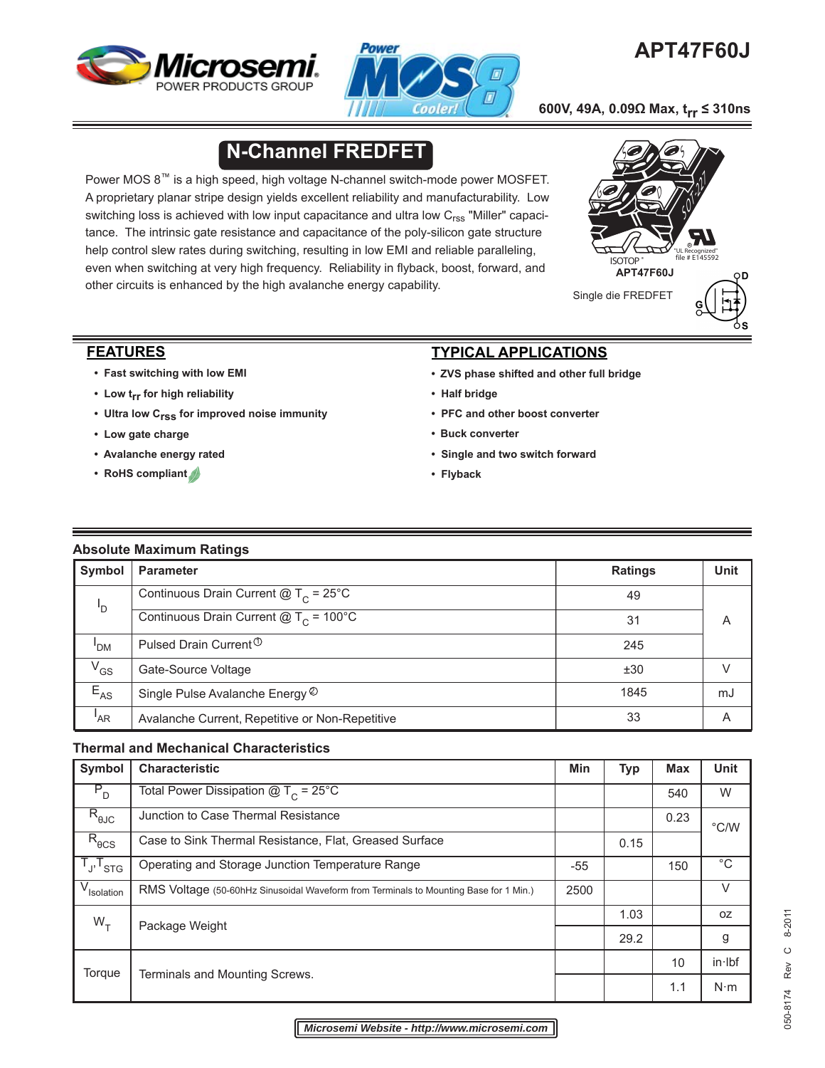# APT47F60J

600V, 49A, 0.09Ω Max, $t_{rr}$ ≤ 310ns

## N-Channel FREDFET

Power MOS 8™ is a high speed, high voltage N-channel switch-mode power MOSFET. A proprietary planar stripe design yields excellent reliability and manufacturability. Low switching loss is achieved with low input capacitance and ultra low $C_{rss}$ "Miller" capacitance. The intrinsic gate resistance and capacitance of the poly-silicon gate structure help control slew rates during switching, resulting in low EMI and reliable paralleling, even when switching at very high frequency. Reliability in flyback, boost, forward, and other circuits is enhanced by the high avalanche energy capability.

ISOTOP®

APT47F60J

"UL Recognized" file # E145592

Single die FREDFET

## FEATURES

- Fast switching with low EMI
- Low $t_{rr}$ for high reliability
- Ultra low $C_{rss}$ for improved noise immunity
- Low gate charge
- Avalanche energy rated
- RoHS compliant

## TYPICAL APPLICATIONS

- ZVS phase shifted and other full bridge
- Half bridge
- PFC and other boost converter
- Buck converter
- Single and two switch forward
- Flyback

### Absolute Maximum Ratings

| Symbol | Parameter | Ratings | Unit |
|---|---|---|---|
| $I_D$ | Continuous Drain Current @ $T_C$ = 25°C | 49 | A |
| | Continuous Drain Current @ $T_C$ = 100°C | 31 | |
| $I_{DM}$ | Pulsed Drain Current ① | 245 | |
| $V_{GS}$ | Gate-Source Voltage | ±30 | V |
| $E_{AS}$ | Single Pulse Avalanche Energy ② | 1845 | mJ |
| $I_{AR}$ | Avalanche Current, Repetitive or Non-Repetitive | 33 | A |

### Thermal and Mechanical Characteristics

| Symbol | Characteristic | Min | Typ | Max | Unit |
|---|---|---|---|---|---|
| $P_D$ | Total Power Dissipation @ $T_C$ = 25°C | | | 540 | W |
| $R_{\theta JC}$ | Junction to Case Thermal Resistance | | | 0.23 | °C/W |
| $R_{\theta CS}$ | Case to Sink Thermal Resistance, Flat, Greased Surface | | 0.15 | | |
| $T_J$,$T_{STG}$ | Operating and Storage Junction Temperature Range | -55 | | 150 | °C |
| $V_{Isolation}$ | RMS Voltage (50-60hHz Sinusoidal Waveform from Terminals to Mounting Base for 1 Min.) | 2500 | | | V |
| $W_T$ | Package Weight | | 1.03 | | oz |
| | | | 29.2 | | g |
| Torque | Terminals and Mounting Screws. | | | 10 | in·lbf |
| | | | | 1.1 | N·m |

*Microsemi Website - http://www.microsemi.com*

050-8174 Rev C 8-2011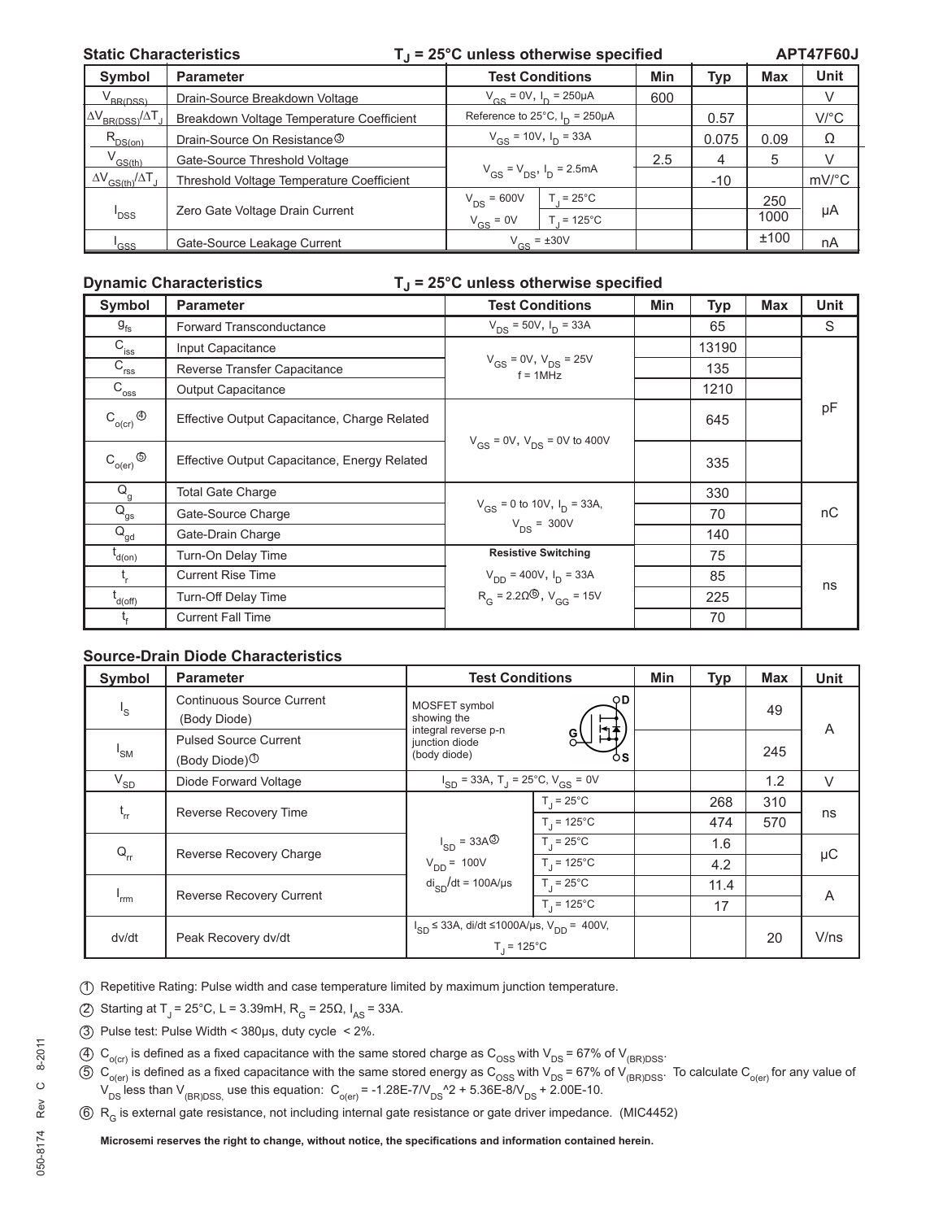## Static Characteristics $T_J$ = 25°C unless otherwise specified APT47F60J

| Symbol | Parameter | Test Conditions | | Min | Typ | Max | Unit |
|---|---|---|---|---|---|---|---|
| $V_{BR(DSS)}$ | Drain-Source Breakdown Voltage | $V_{GS}$ = 0V, $I_D$ = 250µA | | 600 | | | V |
| $\Delta V_{BR(DSS)}/\Delta T_J$ | Breakdown Voltage Temperature Coefficient | Reference to 25°C, $I_D$ = 250µA | | | 0.57 | | V/°C |
| $R_{DS(on)}$ | Drain-Source On Resistance③ | $V_{GS}$ = 10V, $I_D$ = 33A | | | 0.075 | 0.09 | Ω |
| $V_{GS(th)}$ | Gate-Source Threshold Voltage | $V_{GS} = V_{DS}$, $I_D$ = 2.5mA | | 2.5 | 4 | 5 | V |
| $\Delta V_{GS(th)}/\Delta T_J$ | Threshold Voltage Temperature Coefficient | | | | -10 | | mV/°C |
| $I_{DSS}$ | Zero Gate Voltage Drain Current | $V_{DS}$ = 600V | $T_J$ = 25°C | | | 250 | µA |
| | | $V_{GS}$ = 0V | $T_J$ = 125°C | | | 1000 | |
| $I_{GSS}$ | Gate-Source Leakage Current | $V_{GS}$ = ±30V | | | | ±100 | nA |

## Dynamic Characteristics $T_J$ = 25°C unless otherwise specified

| Symbol | Parameter | Test Conditions | Min | Typ | Max | Unit |
|---|---|---|---|---|---|---|
| $g_{fs}$ | Forward Transconductance | $V_{DS}$ = 50V, $I_D$ = 33A | | 65 | | S |
| $C_{iss}$ | Input Capacitance | $V_{GS}$ = 0V, $V_{DS}$ = 25V f = 1MHz | | 13190 | | pF |
| $C_{rss}$ | Reverse Transfer Capacitance | | | 135 | | |
| $C_{oss}$ | Output Capacitance | | | 1210 | | |
| $C_{o(cr)}$ ④ | Effective Output Capacitance, Charge Related | $V_{GS}$ = 0V, $V_{DS}$ = 0V to 400V | | 645 | | |
| $C_{o(er)}$ ⑤ | Effective Output Capacitance, Energy Related | | | 335 | | |
| $Q_g$ | Total Gate Charge | $V_{GS}$ = 0 to 10V, $I_D$ = 33A, $V_{DS}$ = 300V | | 330 | | nC |
| $Q_{gs}$ | Gate-Source Charge | | | 70 | | |
| $Q_{gd}$ | Gate-Drain Charge | | | 140 | | |
| $t_{d(on)}$ | Turn-On Delay Time | **Resistive Switching** $V_{DD}$ = 400V, $I_D$ = 33A $R_G$ = 2.2Ω⑥, $V_{GG}$ = 15V | | 75 | | ns |
| $t_r$ | Current Rise Time | | | 85 | | |
| $t_{d(off)}$ | Turn-Off Delay Time | | | 225 | | |
| $t_f$ | Current Fall Time | | | 70 | | |

## Source-Drain Diode Characteristics

| Symbol | Parameter | Test Conditions | | Min | Typ | Max | Unit |
|---|---|---|---|---|---|---|---|
| $I_S$ | Continuous Source Current (Body Diode) | MOSFET symbol showing the integral reverse p-n junction diode (body diode) | | | | 49 | A |
| $I_{SM}$ | Pulsed Source Current (Body Diode)① | | | | | 245 | |
| $V_{SD}$ | Diode Forward Voltage | $I_{SD}$ = 33A, $T_J$ = 25°C, $V_{GS}$ = 0V | | | | 1.2 | V |
| $t_{rr}$ | Reverse Recovery Time | $I_{SD}$ = 33A③ $V_{DD}$ = 100V $di_{SD}/dt$ = 100A/µs | $T_J$ = 25°C | | 268 | 310 | ns |
| | | | $T_J$ = 125°C | | 474 | 570 | |
| $Q_{rr}$ | Reverse Recovery Charge | | $T_J$ = 25°C | | 1.6 | | µC |
| | | | $T_J$ = 125°C | | 4.2 | | |
| $I_{rrm}$ | Reverse Recovery Current | | $T_J$ = 25°C | | 11.4 | | A |
| | | | $T_J$ = 125°C | | 17 | | |
| dv/dt | Peak Recovery dv/dt | $I_{SD}$ ≤ 33A, di/dt ≤1000A/µs, $V_{DD}$ = 400V, $T_J$ = 125°C | | | | 20 | V/ns |

① Repetitive Rating: Pulse width and case temperature limited by maximum junction temperature.

② Starting at $T_J$ = 25°C, L = 3.39mH, $R_G$ = 25Ω, $I_{AS}$ = 33A.

③ Pulse test: Pulse Width < 380µs, duty cycle < 2%.

④ $C_{o(cr)}$ is defined as a fixed capacitance with the same stored charge as $C_{OSS}$ with $V_{DS}$ = 67% of $V_{(BR)DSS}$.

⑤ $C_{o(er)}$ is defined as a fixed capacitance with the same stored energy as $C_{OSS}$ with $V_{DS}$ = 67% of $V_{(BR)DSS}$. To calculate $C_{o(er)}$ for any value of $V_{DS}$ less than $V_{(BR)DSS,}$ use this equation: $C_{o(er)}$ = -1.28E-7/$V_{DS}$^2 + 5.36E-8/$V_{DS}$ + 2.00E-10.

⑥ $R_G$ is external gate resistance, not including internal gate resistance or gate driver impedance. (MIC4452)

**Microsemi reserves the right to change, without notice, the specifications and information contained herein.**

050-8174 Rev C 8-2011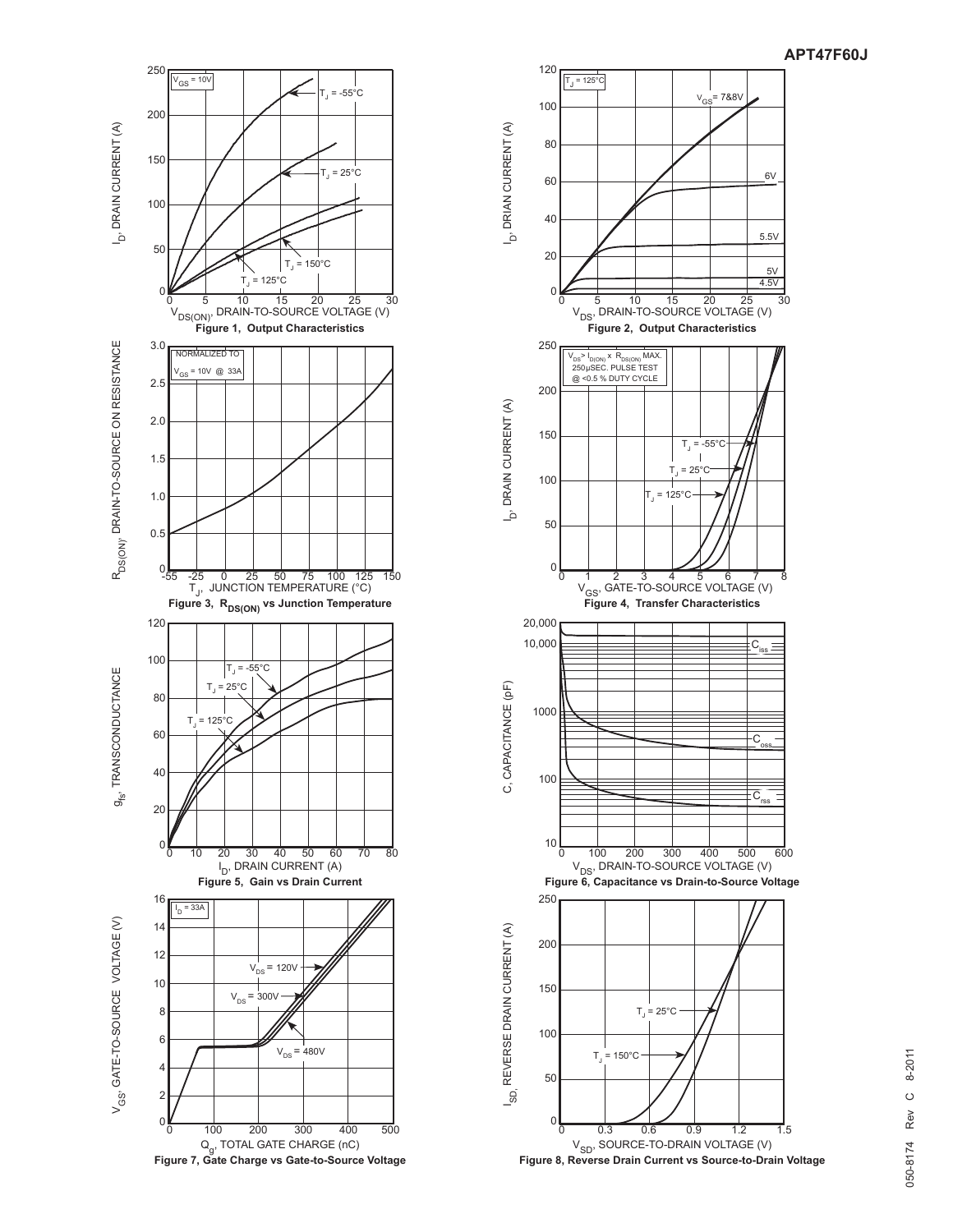Figure 1, Output Characteristics

Figure 2, Output Characteristics

Figure 3, $R_{DS(ON)}$ vs Junction Temperature

Figure 4, Transfer Characteristics

Figure 5, Gain vs Drain Current

Figure 6, Capacitance vs Drain-to-Source Voltage

Figure 7, Gate Charge vs Gate-to-Source Voltage

Figure 8, Reverse Drain Current vs Source-to-Drain Voltage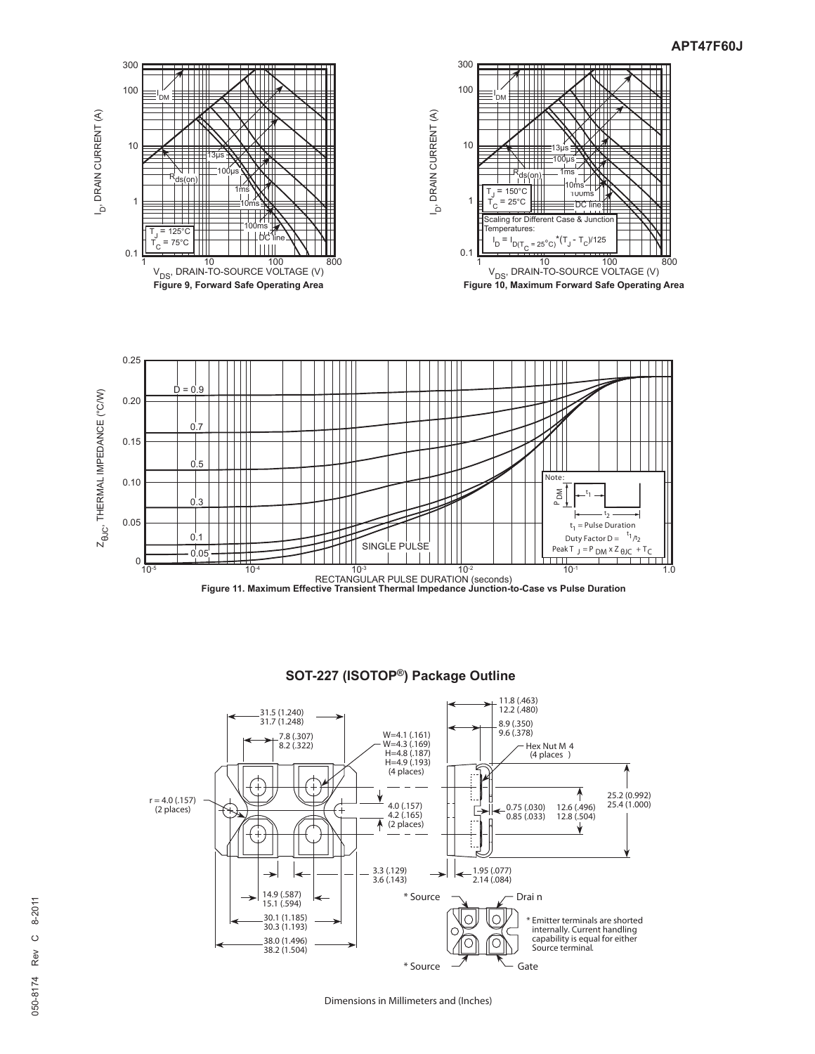I$_D$, DRAIN CURRENT (A)

300
100
10
1
0.1

I$_{DM}$

13µs
100µs
R$_{ds(on)}$
1ms
10ms
100ms
DC line

$T_J$ = 125°C
$T_C$ = 75°C

1 10 100 800

V$_{DS}$, DRAIN-TO-SOURCE VOLTAGE (V)

**Figure 9, Forward Safe Operating Area**

I$_D$, DRAIN CURRENT (A)

300
100
10
1
0.1

I$_{DM}$

13µs
100µs
R$_{ds(on)}$
1ms
10ms
100ms
DC line

$T_J$ = 150°C
$T_C$ = 25°C

Scaling for Different Case & Junction Temperatures:

$I_D = I_{D(T_C = 25°C)} * (T_J - T_C)/125$

1 10 100 800

V$_{DS}$, DRAIN-TO-SOURCE VOLTAGE (V)

**Figure 10, Maximum Forward Safe Operating Area**

Z$_{\theta JC}$, THERMAL IMPEDANCE (°C/W)

0.25
0.20
0.15
0.10
0.05
0

D = 0.9
0.7
0.5
0.3
0.1
0.05
SINGLE PULSE

Note:
P$_{DM}$
t$_1$
t$_2$
t$_1$ = Pulse Duration
Duty Factor D = $t_1/t_2$
Peak $T_J = P_{DM} \times Z_{\theta JC} + T_C$

10$^{-5}$ 10$^{-4}$ 10$^{-3}$ 10$^{-2}$ 10$^{-1}$ 1.0

RECTANGULAR PULSE DURATION (seconds)

**Figure 11. Maximum Effective Transient Thermal Impedance Junction-to-Case vs Pulse Duration**

## SOT-227 (ISOTOP®) Package Outline

31.5 (1.240)
31.7 (1.248)

7.8 (.307)
8.2 (.322)

W=4.1 (.161)
W=4.3 (.169)
H=4.8 (.187)
H=4.9 (.193)
(4 places)

r = 4.0 (.157)
(2 places)

4.0 (.157)
4.2 (.165)
(2 places)

3.3 (.129)
3.6 (.143)

14.9 (.587)
15.1 (.594)

30.1 (1.185)
30.3 (1.193)

38.0 (1.496)
38.2 (1.504)

11.8 (.463)
12.2 (.480)

8.9 (.350)
9.6 (.378)

Hex Nut M 4
(4 places)

0.75 (.030)
0.85 (.033)

12.6 (.496)
12.8 (.504)

25.2 (0.992)
25.4 (1.000)

1.95 (.077)
2.14 (.084)

* Source
Drain
* Source
Gate

* Emitter terminals are shorted internally. Current handling capability is equal for either Source terminal.

Dimensions in Millimeters and (Inches)